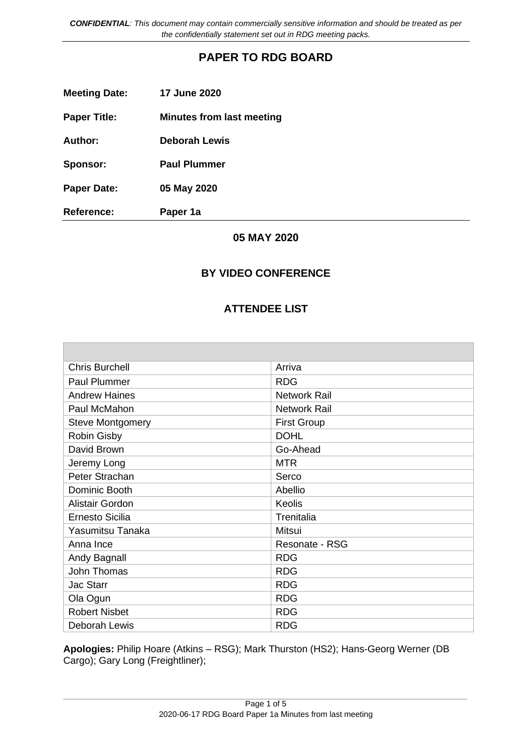*__CONFIDENTIAL__: This document may contain commercially sensitive information and should be treated as per the confidentially statement set out in RDG meeting packs.*

# PAPER TO RDG BOARD

**Meeting Date:** **17 June 2020**

**Paper Title:** **Minutes from last meeting**

**Author:** **Deborah Lewis**

**Sponsor:** **Paul Plummer**

**Paper Date:** **05 May 2020**

**Reference:** **Paper 1a**

## 05 MAY 2020

## BY VIDEO CONFERENCE

## ATTENDEE LIST

| | |
|---|---|
| Chris Burchell | Arriva |
| Paul Plummer | RDG |
| Andrew Haines | Network Rail |
| Paul McMahon | Network Rail |
| Steve Montgomery | First Group |
| Robin Gisby | DOHL |
| David Brown | Go-Ahead |
| Jeremy Long | MTR |
| Peter Strachan | Serco |
| Dominic Booth | Abellio |
| Alistair Gordon | Keolis |
| Ernesto Sicilia | Trenitalia |
| Yasumitsu Tanaka | Mitsui |
| Anna Ince | Resonate - RSG |
| Andy Bagnall | RDG |
| John Thomas | RDG |
| Jac Starr | RDG |
| Ola Ogun | RDG |
| Robert Nisbet | RDG |
| Deborah Lewis | RDG |

**Apologies:** Philip Hoare (Atkins – RSG); Mark Thurston (HS2); Hans-Georg Werner (DB Cargo); Gary Long (Freightliner);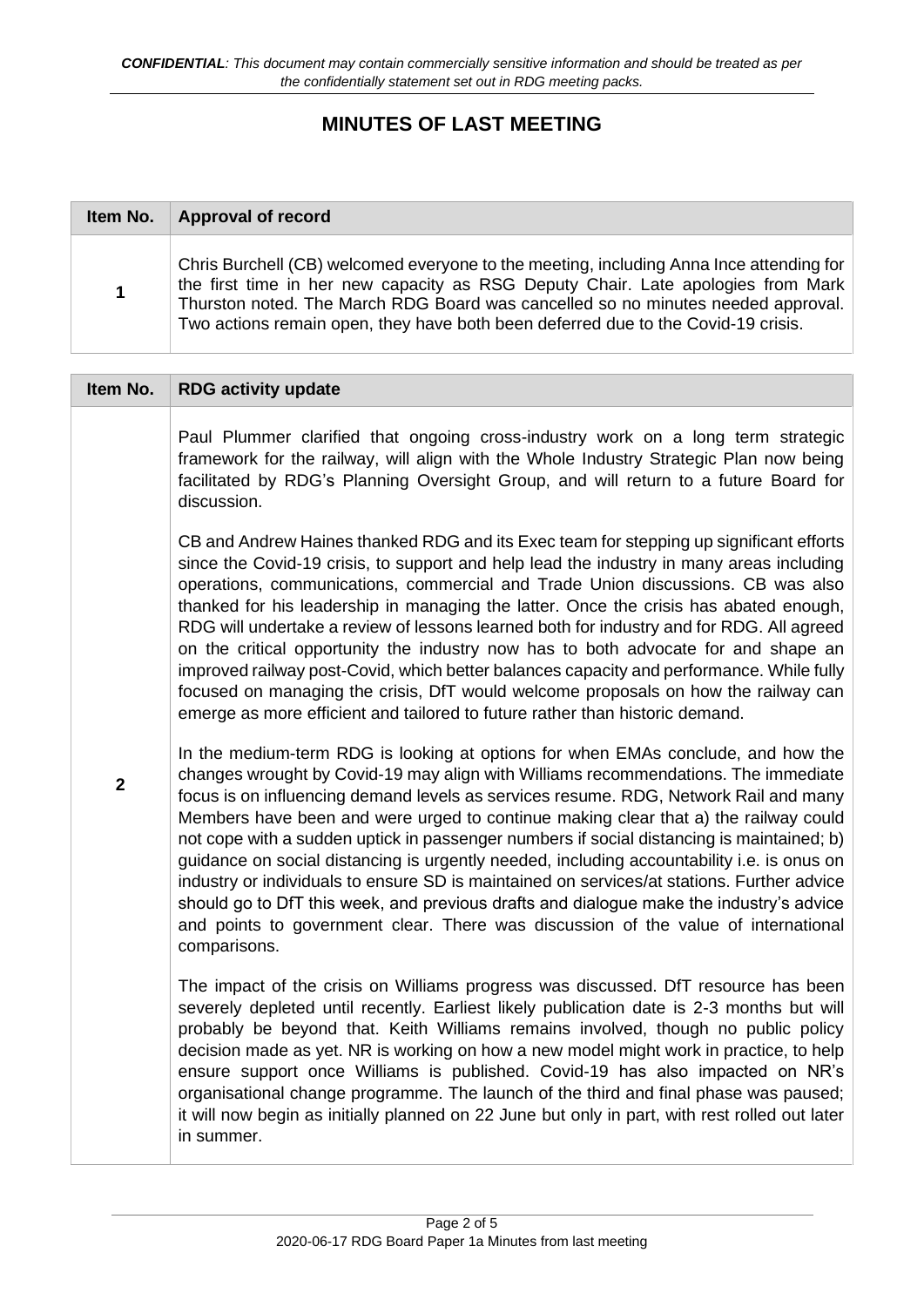# MINUTES OF LAST MEETING

| Item No. | Approval of record |
| --- | --- |
| 1 | Chris Burchell (CB) welcomed everyone to the meeting, including Anna Ince attending for the first time in her new capacity as RSG Deputy Chair. Late apologies from Mark Thurston noted. The March RDG Board was cancelled so no minutes needed approval. Two actions remain open, they have both been deferred due to the Covid-19 crisis. |

| Item No. | RDG activity update |
| --- | --- |
| 2 | Paul Plummer clarified that ongoing cross-industry work on a long term strategic framework for the railway, will align with the Whole Industry Strategic Plan now being facilitated by RDG's Planning Oversight Group, and will return to a future Board for discussion.<br><br>CB and Andrew Haines thanked RDG and its Exec team for stepping up significant efforts since the Covid-19 crisis, to support and help lead the industry in many areas including operations, communications, commercial and Trade Union discussions. CB was also thanked for his leadership in managing the latter. Once the crisis has abated enough, RDG will undertake a review of lessons learned both for industry and for RDG. All agreed on the critical opportunity the industry now has to both advocate for and shape an improved railway post-Covid, which better balances capacity and performance. While fully focused on managing the crisis, DfT would welcome proposals on how the railway can emerge as more efficient and tailored to future rather than historic demand.<br><br>In the medium-term RDG is looking at options for when EMAs conclude, and how the changes wrought by Covid-19 may align with Williams recommendations. The immediate focus is on influencing demand levels as services resume. RDG, Network Rail and many Members have been and were urged to continue making clear that a) the railway could not cope with a sudden uptick in passenger numbers if social distancing is maintained; b) guidance on social distancing is urgently needed, including accountability i.e. is onus on industry or individuals to ensure SD is maintained on services/at stations. Further advice should go to DfT this week, and previous drafts and dialogue make the industry's advice and points to government clear. There was discussion of the value of international comparisons.<br><br>The impact of the crisis on Williams progress was discussed. DfT resource has been severely depleted until recently. Earliest likely publication date is 2-3 months but will probably be beyond that. Keith Williams remains involved, though no public policy decision made as yet. NR is working on how a new model might work in practice, to help ensure support once Williams is published. Covid-19 has also impacted on NR's organisational change programme. The launch of the third and final phase was paused; it will now begin as initially planned on 22 June but only in part, with rest rolled out later in summer. |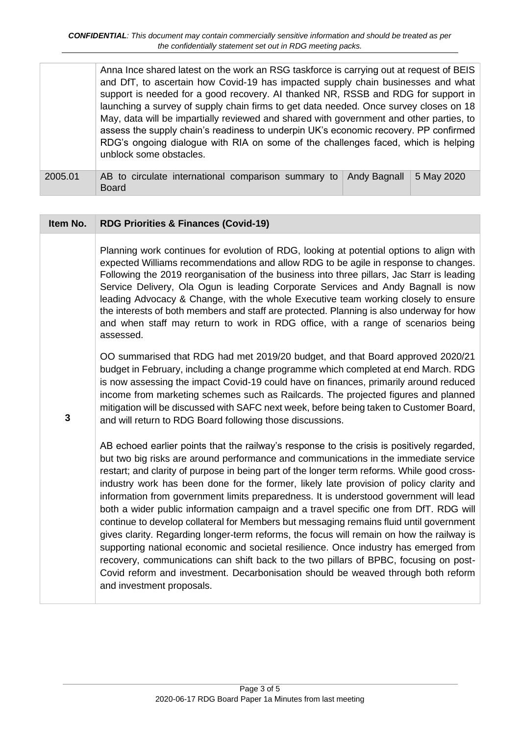*CONFIDENTIAL: This document may contain commercially sensitive information and should be treated as per the confidentially statement set out in RDG meeting packs.*

| | | | |
|---|---|---|---|
| | Anna Ince shared latest on the work an RSG taskforce is carrying out at request of BEIS and DfT, to ascertain how Covid-19 has impacted supply chain businesses and what support is needed for a good recovery. AI thanked NR, RSSB and RDG for support in launching a survey of supply chain firms to get data needed. Once survey closes on 18 May, data will be impartially reviewed and shared with government and other parties, to assess the supply chain's readiness to underpin UK's economic recovery. PP confirmed RDG's ongoing dialogue with RIA on some of the challenges faced, which is helping unblock some obstacles. | | |
| 2005.01 | AB to circulate international comparison summary to Board | Andy Bagnall | 5 May 2020 |

| Item No. | RDG Priorities & Finances (Covid-19) |
|---|---|
| 3 | Planning work continues for evolution of RDG, looking at potential options to align with expected Williams recommendations and allow RDG to be agile in response to changes. Following the 2019 reorganisation of the business into three pillars, Jac Starr is leading Service Delivery, Ola Ogun is leading Corporate Services and Andy Bagnall is now leading Advocacy & Change, with the whole Executive team working closely to ensure the interests of both members and staff are protected. Planning is also underway for how and when staff may return to work in RDG office, with a range of scenarios being assessed.<br><br>OO summarised that RDG had met 2019/20 budget, and that Board approved 2020/21 budget in February, including a change programme which completed at end March. RDG is now assessing the impact Covid-19 could have on finances, primarily around reduced income from marketing schemes such as Railcards. The projected figures and planned mitigation will be discussed with SAFC next week, before being taken to Customer Board, and will return to RDG Board following those discussions.<br><br>AB echoed earlier points that the railway's response to the crisis is positively regarded, but two big risks are around performance and communications in the immediate service restart; and clarity of purpose in being part of the longer term reforms. While good cross-industry work has been done for the former, likely late provision of policy clarity and information from government limits preparedness. It is understood government will lead both a wider public information campaign and a travel specific one from DfT. RDG will continue to develop collateral for Members but messaging remains fluid until government gives clarity. Regarding longer-term reforms, the focus will remain on how the railway is supporting national economic and societal resilience. Once industry has emerged from recovery, communications can shift back to the two pillars of BPBC, focusing on post-Covid reform and investment. Decarbonisation should be weaved through both reform and investment proposals. |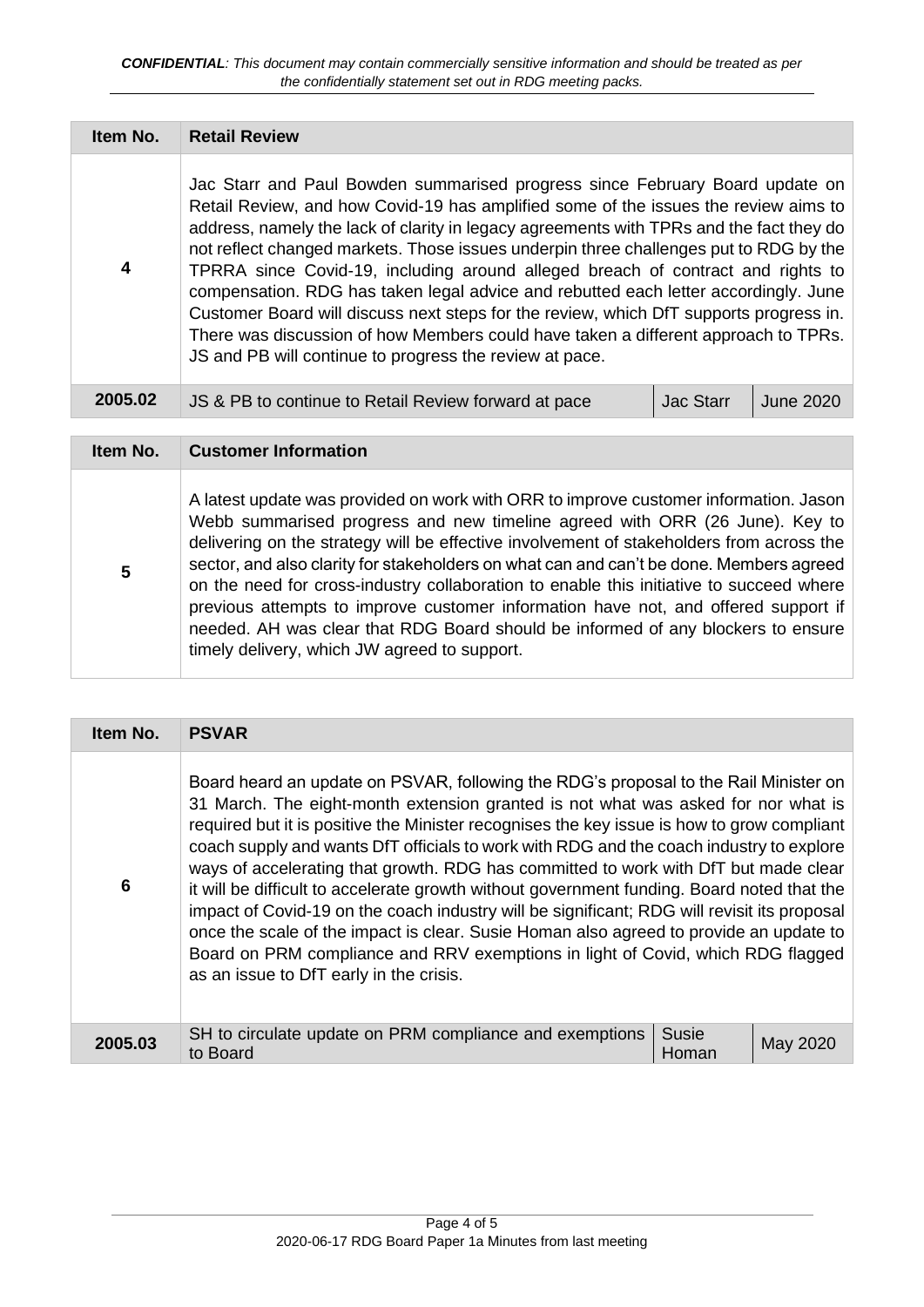*CONFIDENTIAL: This document may contain commercially sensitive information and should be treated as per the confidentially statement set out in RDG meeting packs.*

| Item No. | Retail Review | | |
|---|---|---|---|
| 4 | Jac Starr and Paul Bowden summarised progress since February Board update on Retail Review, and how Covid-19 has amplified some of the issues the review aims to address, namely the lack of clarity in legacy agreements with TPRs and the fact they do not reflect changed markets. Those issues underpin three challenges put to RDG by the TPRRA since Covid-19, including around alleged breach of contract and rights to compensation. RDG has taken legal advice and rebutted each letter accordingly. June Customer Board will discuss next steps for the review, which DfT supports progress in. There was discussion of how Members could have taken a different approach to TPRs. JS and PB will continue to progress the review at pace. | | |
| 2005.02 | JS & PB to continue to Retail Review forward at pace | Jac Starr | June 2020 |

| Item No. | Customer Information |
|---|---|
| 5 | A latest update was provided on work with ORR to improve customer information. Jason Webb summarised progress and new timeline agreed with ORR (26 June). Key to delivering on the strategy will be effective involvement of stakeholders from across the sector, and also clarity for stakeholders on what can and can't be done. Members agreed on the need for cross-industry collaboration to enable this initiative to succeed where previous attempts to improve customer information have not, and offered support if needed. AH was clear that RDG Board should be informed of any blockers to ensure timely delivery, which JW agreed to support. |

| Item No. | PSVAR | | |
|---|---|---|---|
| 6 | Board heard an update on PSVAR, following the RDG's proposal to the Rail Minister on 31 March. The eight-month extension granted is not what was asked for nor what is required but it is positive the Minister recognises the key issue is how to grow compliant coach supply and wants DfT officials to work with RDG and the coach industry to explore ways of accelerating that growth. RDG has committed to work with DfT but made clear it will be difficult to accelerate growth without government funding. Board noted that the impact of Covid-19 on the coach industry will be significant; RDG will revisit its proposal once the scale of the impact is clear. Susie Homan also agreed to provide an update to Board on PRM compliance and RRV exemptions in light of Covid, which RDG flagged as an issue to DfT early in the crisis. | | |
| 2005.03 | SH to circulate update on PRM compliance and exemptions to Board | Susie Homan | May 2020 |

2020-06-17 RDG Board Paper 1a Minutes from last meeting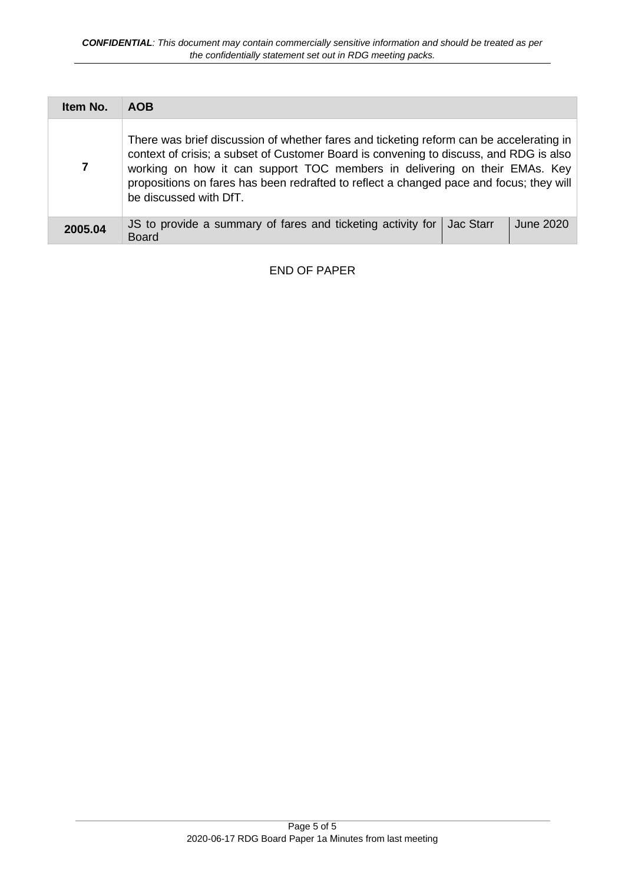| Item No. | AOB | | |
|---|---|---|---|
| **7** | There was brief discussion of whether fares and ticketing reform can be accelerating in context of crisis; a subset of Customer Board is convening to discuss, and RDG is also working on how it can support TOC members in delivering on their EMAs. Key propositions on fares has been redrafted to reflect a changed pace and focus; they will be discussed with DfT. | | |
| **2005.04** | JS to provide a summary of fares and ticketing activity for Board | Jac Starr | June 2020 |

END OF PAPER